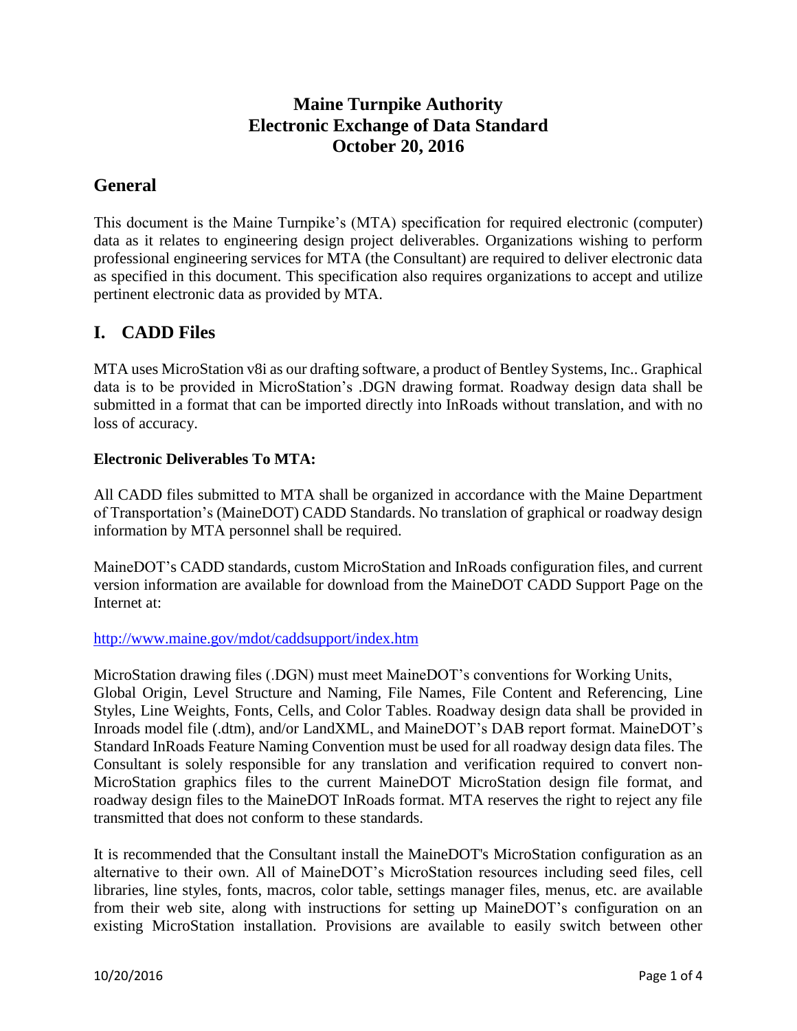# Maine Turnpike Authority
# Electronic Exchange of Data Standard
# October 20, 2016

## General

This document is the Maine Turnpike's (MTA) specification for required electronic (computer) data as it relates to engineering design project deliverables. Organizations wishing to perform professional engineering services for MTA (the Consultant) are required to deliver electronic data as specified in this document. This specification also requires organizations to accept and utilize pertinent electronic data as provided by MTA.

## I. CADD Files

MTA uses MicroStation v8i as our drafting software, a product of Bentley Systems, Inc.. Graphical data is to be provided in MicroStation's .DGN drawing format. Roadway design data shall be submitted in a format that can be imported directly into InRoads without translation, and with no loss of accuracy.

**Electronic Deliverables To MTA:**

All CADD files submitted to MTA shall be organized in accordance with the Maine Department of Transportation's (MaineDOT) CADD Standards. No translation of graphical or roadway design information by MTA personnel shall be required.

MaineDOT's CADD standards, custom MicroStation and InRoads configuration files, and current version information are available for download from the MaineDOT CADD Support Page on the Internet at:

http://www.maine.gov/mdot/caddsupport/index.htm

MicroStation drawing files (.DGN) must meet MaineDOT's conventions for Working Units, Global Origin, Level Structure and Naming, File Names, File Content and Referencing, Line Styles, Line Weights, Fonts, Cells, and Color Tables. Roadway design data shall be provided in Inroads model file (.dtm), and/or LandXML, and MaineDOT's DAB report format. MaineDOT's Standard InRoads Feature Naming Convention must be used for all roadway design data files. The Consultant is solely responsible for any translation and verification required to convert non-MicroStation graphics files to the current MaineDOT MicroStation design file format, and roadway design files to the MaineDOT InRoads format. MTA reserves the right to reject any file transmitted that does not conform to these standards.

It is recommended that the Consultant install the MaineDOT's MicroStation configuration as an alternative to their own. All of MaineDOT's MicroStation resources including seed files, cell libraries, line styles, fonts, macros, color table, settings manager files, menus, etc. are available from their web site, along with instructions for setting up MaineDOT's configuration on an existing MicroStation installation. Provisions are available to easily switch between other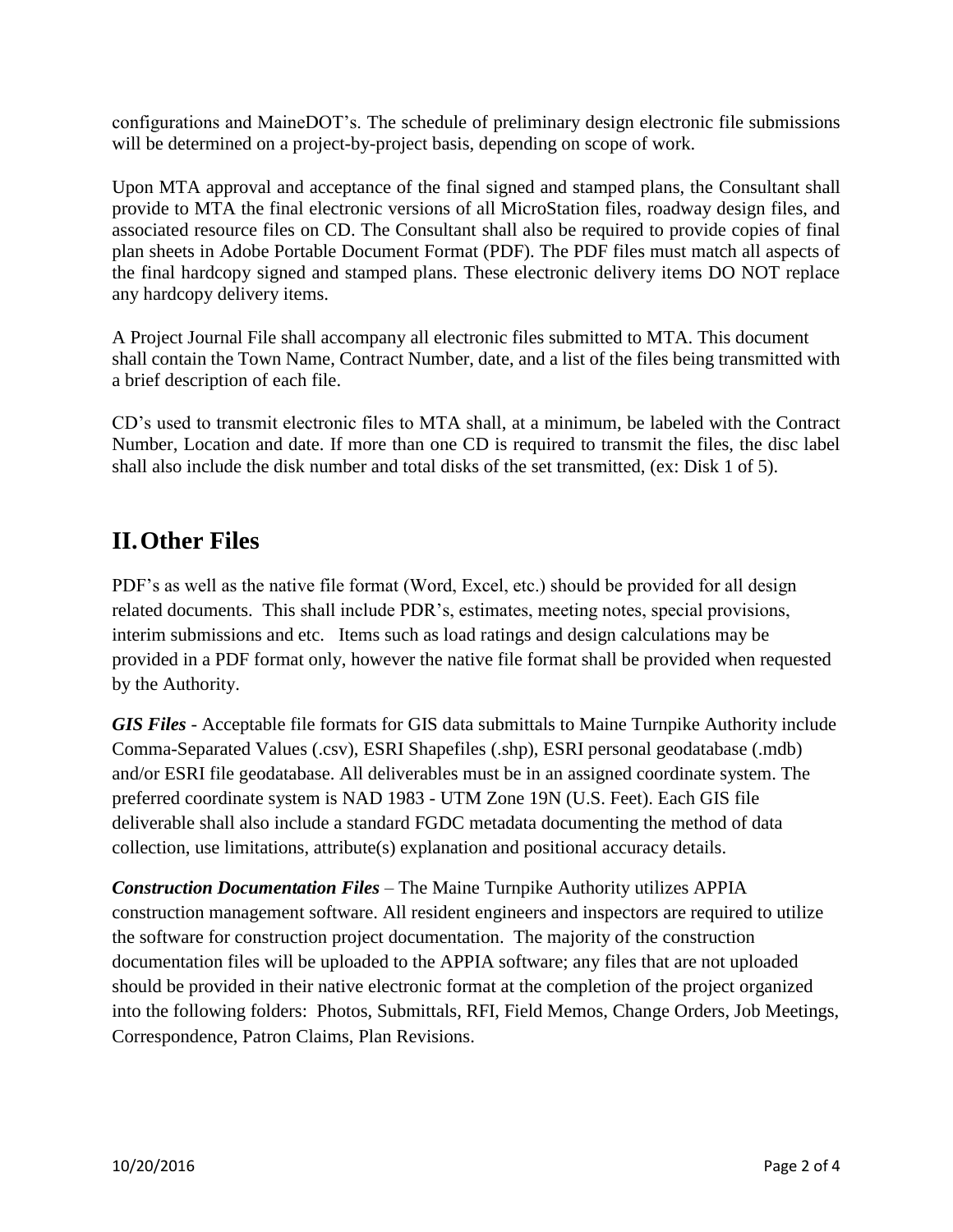configurations and MaineDOT's. The schedule of preliminary design electronic file submissions will be determined on a project-by-project basis, depending on scope of work.

Upon MTA approval and acceptance of the final signed and stamped plans, the Consultant shall provide to MTA the final electronic versions of all MicroStation files, roadway design files, and associated resource files on CD. The Consultant shall also be required to provide copies of final plan sheets in Adobe Portable Document Format (PDF). The PDF files must match all aspects of the final hardcopy signed and stamped plans. These electronic delivery items DO NOT replace any hardcopy delivery items.

A Project Journal File shall accompany all electronic files submitted to MTA. This document shall contain the Town Name, Contract Number, date, and a list of the files being transmitted with a brief description of each file.

CD's used to transmit electronic files to MTA shall, at a minimum, be labeled with the Contract Number, Location and date. If more than one CD is required to transmit the files, the disc label shall also include the disk number and total disks of the set transmitted, (ex: Disk 1 of 5).

## II. Other Files

PDF's as well as the native file format (Word, Excel, etc.) should be provided for all design related documents. This shall include PDR's, estimates, meeting notes, special provisions, interim submissions and etc. Items such as load ratings and design calculations may be provided in a PDF format only, however the native file format shall be provided when requested by the Authority.

***GIS Files*** - Acceptable file formats for GIS data submittals to Maine Turnpike Authority include Comma-Separated Values (.csv), ESRI Shapefiles (.shp), ESRI personal geodatabase (.mdb) and/or ESRI file geodatabase. All deliverables must be in an assigned coordinate system. The preferred coordinate system is NAD 1983 - UTM Zone 19N (U.S. Feet). Each GIS file deliverable shall also include a standard FGDC metadata documenting the method of data collection, use limitations, attribute(s) explanation and positional accuracy details.

***Construction Documentation Files*** – The Maine Turnpike Authority utilizes APPIA construction management software. All resident engineers and inspectors are required to utilize the software for construction project documentation. The majority of the construction documentation files will be uploaded to the APPIA software; any files that are not uploaded should be provided in their native electronic format at the completion of the project organized into the following folders: Photos, Submittals, RFI, Field Memos, Change Orders, Job Meetings, Correspondence, Patron Claims, Plan Revisions.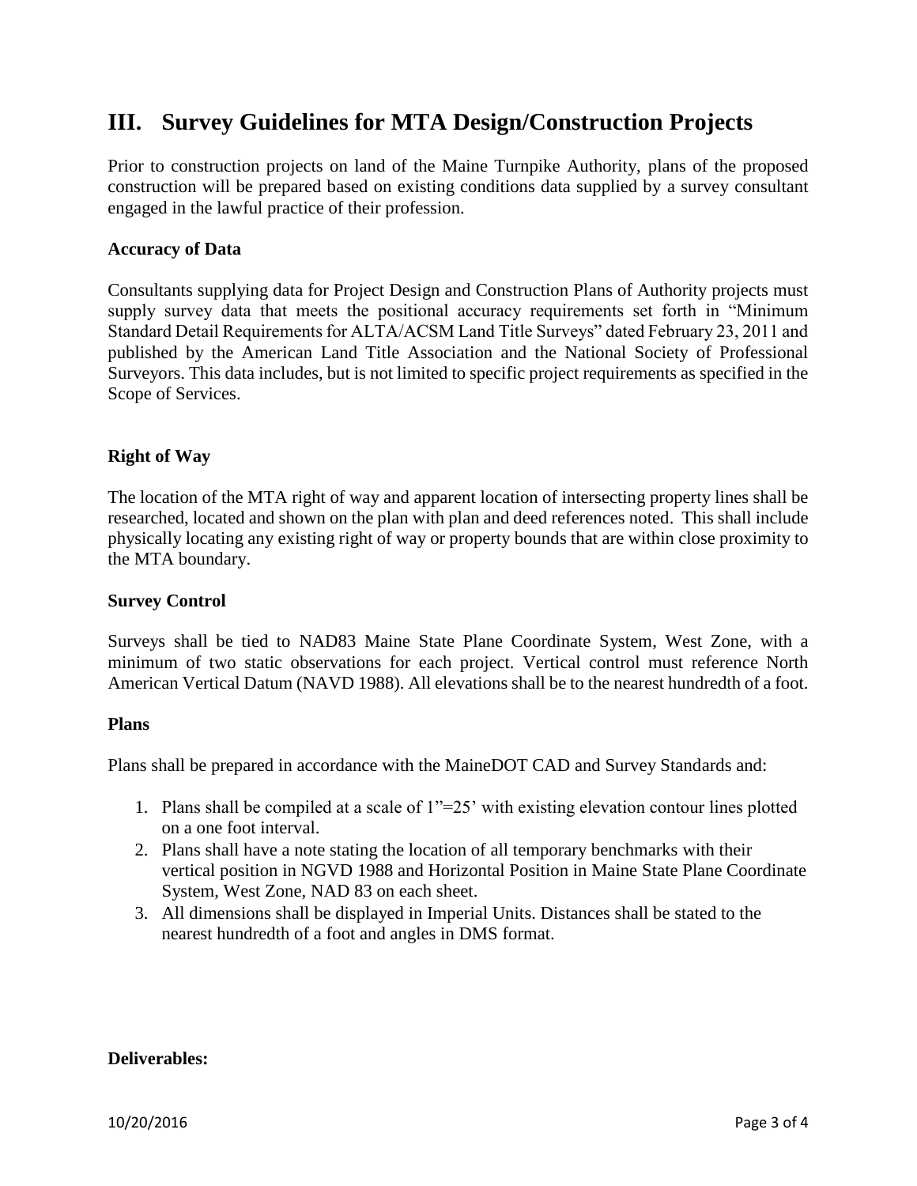# III. Survey Guidelines for MTA Design/Construction Projects

Prior to construction projects on land of the Maine Turnpike Authority, plans of the proposed construction will be prepared based on existing conditions data supplied by a survey consultant engaged in the lawful practice of their profession.

**Accuracy of Data**

Consultants supplying data for Project Design and Construction Plans of Authority projects must supply survey data that meets the positional accuracy requirements set forth in "Minimum Standard Detail Requirements for ALTA/ACSM Land Title Surveys" dated February 23, 2011 and published by the American Land Title Association and the National Society of Professional Surveyors. This data includes, but is not limited to specific project requirements as specified in the Scope of Services.

**Right of Way**

The location of the MTA right of way and apparent location of intersecting property lines shall be researched, located and shown on the plan with plan and deed references noted. This shall include physically locating any existing right of way or property bounds that are within close proximity to the MTA boundary.

**Survey Control**

Surveys shall be tied to NAD83 Maine State Plane Coordinate System, West Zone, with a minimum of two static observations for each project. Vertical control must reference North American Vertical Datum (NAVD 1988). All elevations shall be to the nearest hundredth of a foot.

**Plans**

Plans shall be prepared in accordance with the MaineDOT CAD and Survey Standards and:

1. Plans shall be compiled at a scale of 1"=25' with existing elevation contour lines plotted on a one foot interval.
2. Plans shall have a note stating the location of all temporary benchmarks with their vertical position in NGVD 1988 and Horizontal Position in Maine State Plane Coordinate System, West Zone, NAD 83 on each sheet.
3. All dimensions shall be displayed in Imperial Units. Distances shall be stated to the nearest hundredth of a foot and angles in DMS format.

**Deliverables:**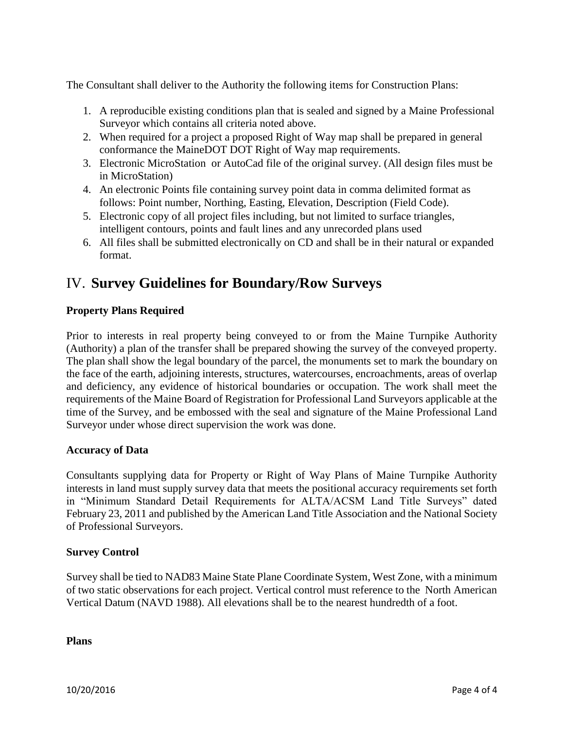The Consultant shall deliver to the Authority the following items for Construction Plans:

1. A reproducible existing conditions plan that is sealed and signed by a Maine Professional Surveyor which contains all criteria noted above.
2. When required for a project a proposed Right of Way map shall be prepared in general conformance the MaineDOT DOT Right of Way map requirements.
3. Electronic MicroStation  or AutoCad file of the original survey. (All design files must be in MicroStation)
4. An electronic Points file containing survey point data in comma delimited format as follows: Point number, Northing, Easting, Elevation, Description (Field Code).
5. Electronic copy of all project files including, but not limited to surface triangles, intelligent contours, points and fault lines and any unrecorded plans used
6. All files shall be submitted electronically on CD and shall be in their natural or expanded format.

# IV. **Survey Guidelines for Boundary/Row Surveys**

**Property Plans Required**

Prior to interests in real property being conveyed to or from the Maine Turnpike Authority (Authority) a plan of the transfer shall be prepared showing the survey of the conveyed property. The plan shall show the legal boundary of the parcel, the monuments set to mark the boundary on the face of the earth, adjoining interests, structures, watercourses, encroachments, areas of overlap and deficiency, any evidence of historical boundaries or occupation. The work shall meet the requirements of the Maine Board of Registration for Professional Land Surveyors applicable at the time of the Survey, and be embossed with the seal and signature of the Maine Professional Land Surveyor under whose direct supervision the work was done.

**Accuracy of Data**

Consultants supplying data for Property or Right of Way Plans of Maine Turnpike Authority interests in land must supply survey data that meets the positional accuracy requirements set forth in "Minimum Standard Detail Requirements for ALTA/ACSM Land Title Surveys" dated February 23, 2011 and published by the American Land Title Association and the National Society of Professional Surveyors.

**Survey Control**

Survey shall be tied to NAD83 Maine State Plane Coordinate System, West Zone, with a minimum of two static observations for each project. Vertical control must reference to the  North American Vertical Datum (NAVD 1988). All elevations shall be to the nearest hundredth of a foot.

**Plans**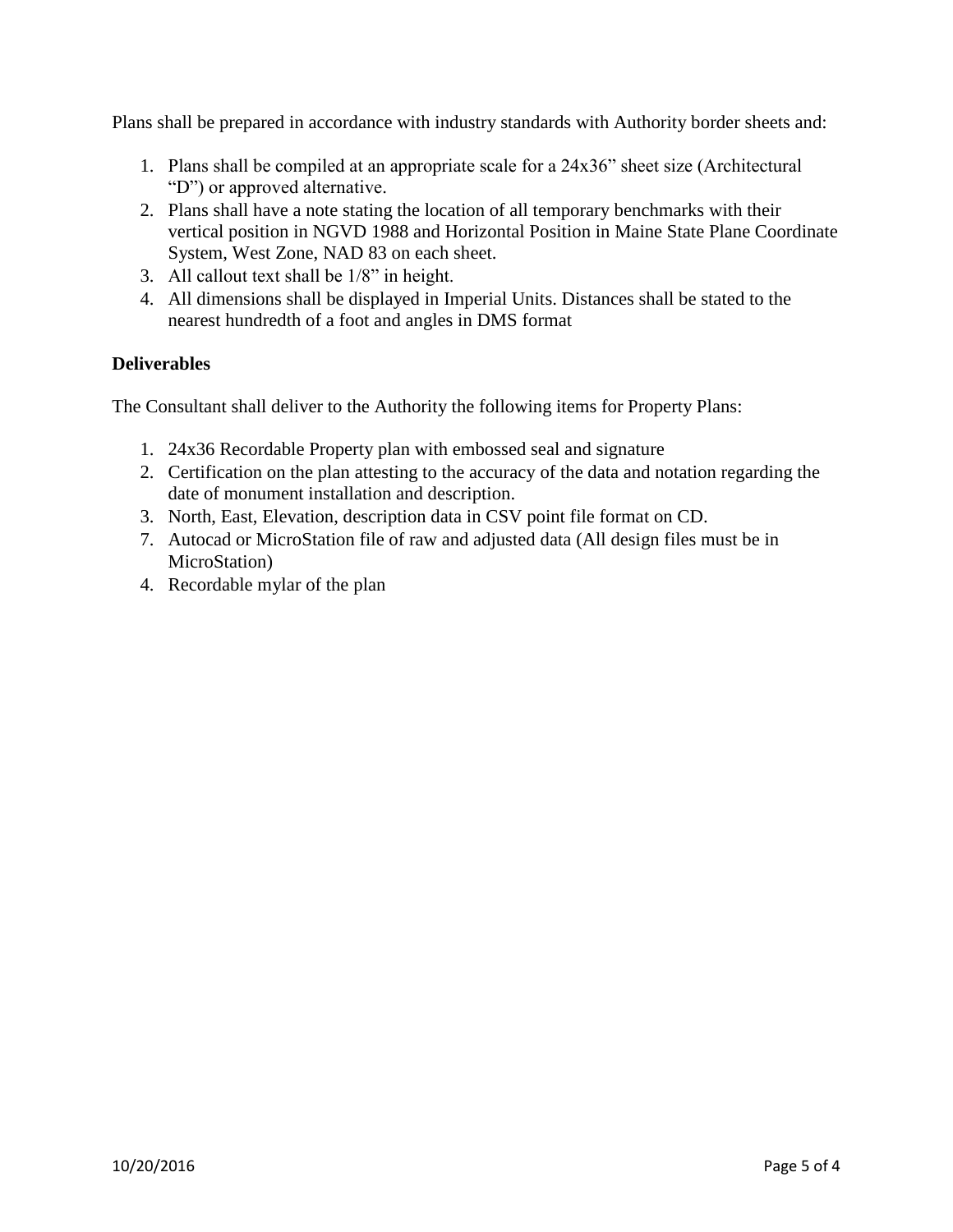Plans shall be prepared in accordance with industry standards with Authority border sheets and:

1. Plans shall be compiled at an appropriate scale for a 24x36" sheet size (Architectural "D") or approved alternative.
2. Plans shall have a note stating the location of all temporary benchmarks with their vertical position in NGVD 1988 and Horizontal Position in Maine State Plane Coordinate System, West Zone, NAD 83 on each sheet.
3. All callout text shall be 1/8" in height.
4. All dimensions shall be displayed in Imperial Units. Distances shall be stated to the nearest hundredth of a foot and angles in DMS format

**Deliverables**

The Consultant shall deliver to the Authority the following items for Property Plans:

1. 24x36 Recordable Property plan with embossed seal and signature
2. Certification on the plan attesting to the accuracy of the data and notation regarding the date of monument installation and description.
3. North, East, Elevation, description data in CSV point file format on CD.
7. Autocad or MicroStation file of raw and adjusted data (All design files must be in MicroStation)
4. Recordable mylar of the plan